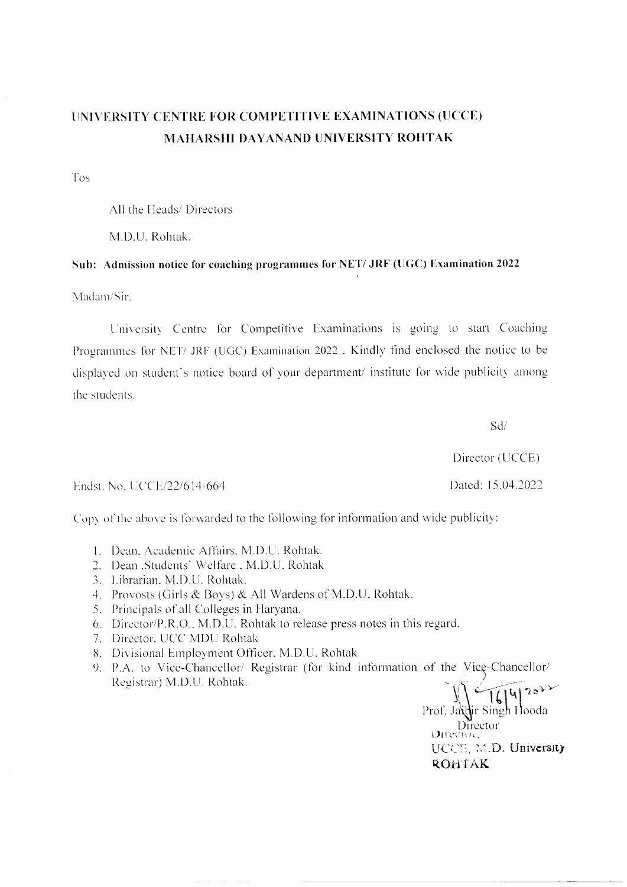# UNIVERSITY CENTRE FOR COMPETITIVE EXAMINATIONS (UCCE)
## MAHARSHI DAYANAND UNIVERSITY ROHTAK

Tos

All the Heads/ Directors

M.D.U. Rohtak.

**Sub: Admission notice for coaching programmes for NET/ JRF (UGC) Examination 2022**

Madam/Sir,

University Centre for Competitive Examinations is going to start Coaching Programmes for NET/ JRF (UGC) Examination 2022 . Kindly find enclosed the notice to be displayed on student's notice board of your department/ institute for wide publicity among the students.

Sd/

Director (UCCE)

Endst. No. UCCE/22/614-664

Dated: 15.04.2022

Copy of the above is forwarded to the following for information and wide publicity:

1. Dean, Academic Affairs, M.D.U. Rohtak.
2. Dean ,Students' Welfare , M.D.U. Rohtak
3. Librarian, M.D.U. Rohtak.
4. Provosts (Girls & Boys) & All Wardens of M.D.U. Rohtak.
5. Principals of all Colleges in Haryana.
6. Director/P.R.O., M.D.U. Rohtak to release press notes in this regard.
7. Director, UCC MDU Rohtak
8. Divisional Employment Officer, M.D.U. Rohtak.
9. P.A. to Vice-Chancellor/ Registrar (for kind information of the Vice-Chancellor/ Registrar) M.D.U. Rohtak.

16/4/2022

Prof. Jasbir Singh Hooda

Director

Director,

UCCE, M.D. University

ROHTAK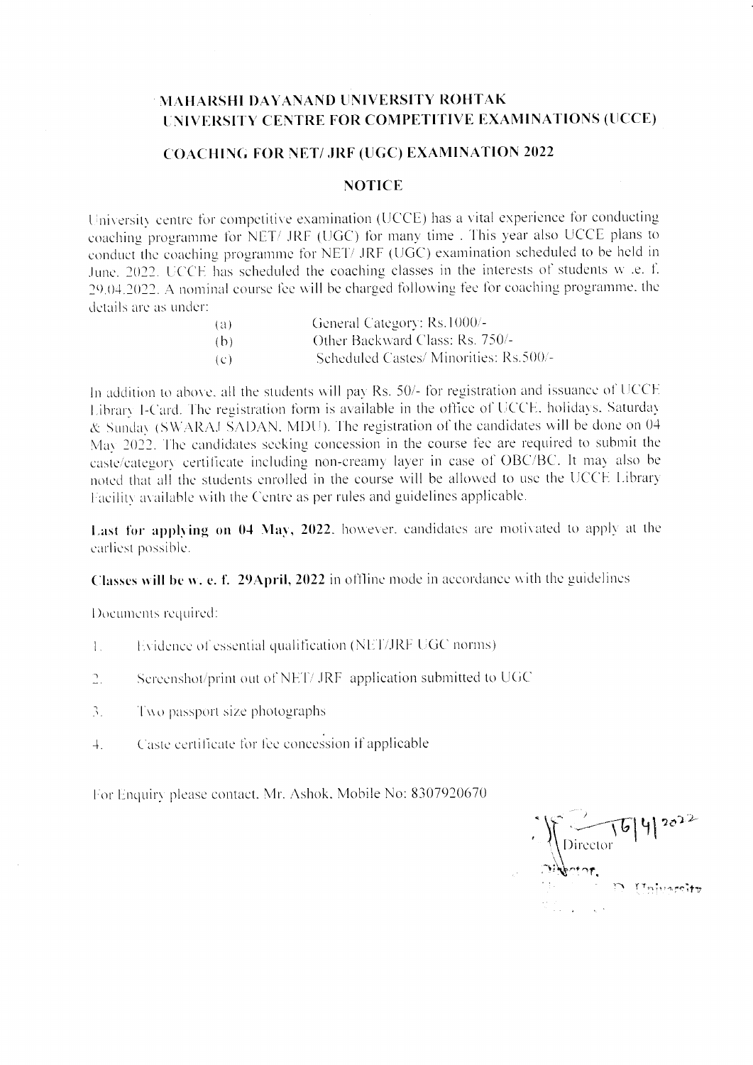# MAHARSHI DAYANAND UNIVERSITY ROHTAK

## UNIVERSITY CENTRE FOR COMPETITIVE EXAMINATIONS (UCCE)

### COACHING FOR NET/ JRF (UGC) EXAMINATION 2022

### NOTICE

University centre for competitive examination (UCCE) has a vital experience for conducting coaching programme for NET/ JRF (UGC) for many time . This year also UCCE plans to conduct the coaching programme for NET/ JRF (UGC) examination scheduled to be held in June, 2022. UCCE has scheduled the coaching classes in the interests of students w .e. f. 29.04.2022. A nominal course fee will be charged following fee for coaching programme, the details are as under:

(a) General Category: Rs.1000/-
(b) Other Backward Class: Rs. 750/-
(c) Scheduled Castes/ Minorities: Rs.500/-

In addition to above, all the students will pay Rs. 50/- for registration and issuance of UCCE Library I-Card. The registration form is available in the office of UCCE, holidays, Saturday & Sunday (SWARAJ SADAN, MDU). The registration of the candidates will be done on 04 May 2022. The candidates seeking concession in the course fee are required to submit the caste/category certificate including non-creamy layer in case of OBC/BC. It may also be noted that all the students enrolled in the course will be allowed to use the UCCE Library Facility available with the Centre as per rules and guidelines applicable.

**Last for applying on 04 May, 2022**, however, candidates are motivated to apply at the earliest possible.

**Classes will be w. e. f. 29April, 2022** in offline mode in accordance with the guidelines

Documents required:

1. Evidence of essential qualification (NET/JRF UGC norms)
2. Screenshot/print out of NET/ JRF application submitted to UGC
3. Two passport size photographs
4. Caste certificate for fee concession if applicable

For Enquiry please contact. Mr. Ashok, Mobile No: 8307920670

16/4/2022
Director
Director,
M. D. University